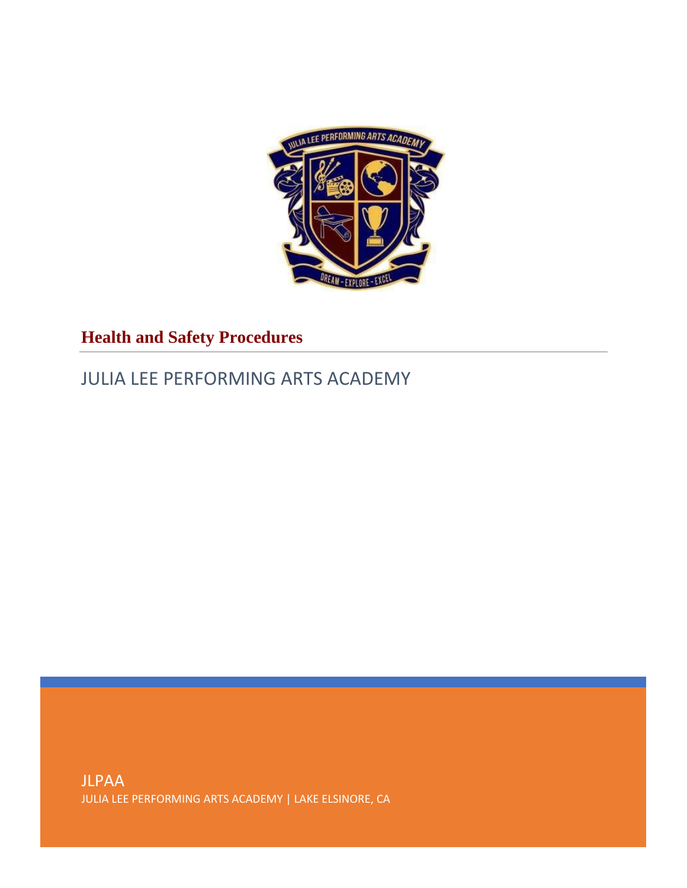# Health and Safety Procedures

JULIA LEE PERFORMING ARTS ACADEMY

JLPAA

JULIA LEE PERFORMING ARTS ACADEMY | LAKE ELSINORE, CA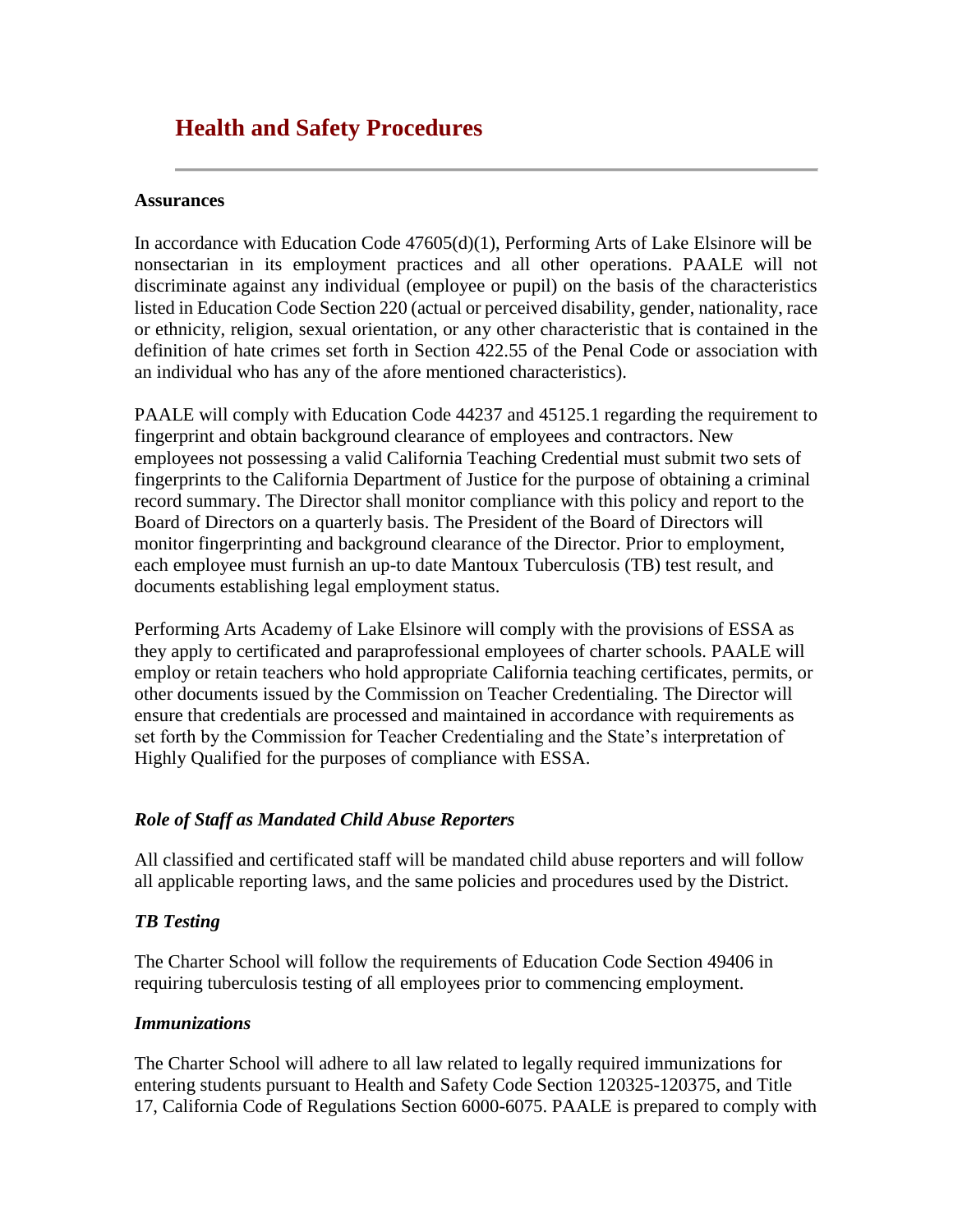# Health and Safety Procedures

**Assurances**

In accordance with Education Code 47605(d)(1), Performing Arts of Lake Elsinore will be nonsectarian in its employment practices and all other operations. PAALE will not discriminate against any individual (employee or pupil) on the basis of the characteristics listed in Education Code Section 220 (actual or perceived disability, gender, nationality, race or ethnicity, religion, sexual orientation, or any other characteristic that is contained in the definition of hate crimes set forth in Section 422.55 of the Penal Code or association with an individual who has any of the afore mentioned characteristics).

PAALE will comply with Education Code 44237 and 45125.1 regarding the requirement to fingerprint and obtain background clearance of employees and contractors. New employees not possessing a valid California Teaching Credential must submit two sets of fingerprints to the California Department of Justice for the purpose of obtaining a criminal record summary. The Director shall monitor compliance with this policy and report to the Board of Directors on a quarterly basis. The President of the Board of Directors will monitor fingerprinting and background clearance of the Director. Prior to employment, each employee must furnish an up-to date Mantoux Tuberculosis (TB) test result, and documents establishing legal employment status.

Performing Arts Academy of Lake Elsinore will comply with the provisions of ESSA as they apply to certificated and paraprofessional employees of charter schools. PAALE will employ or retain teachers who hold appropriate California teaching certificates, permits, or other documents issued by the Commission on Teacher Credentialing. The Director will ensure that credentials are processed and maintained in accordance with requirements as set forth by the Commission for Teacher Credentialing and the State's interpretation of Highly Qualified for the purposes of compliance with ESSA.

### *Role of Staff as Mandated Child Abuse Reporters*

All classified and certificated staff will be mandated child abuse reporters and will follow all applicable reporting laws, and the same policies and procedures used by the District.

### *TB Testing*

The Charter School will follow the requirements of Education Code Section 49406 in requiring tuberculosis testing of all employees prior to commencing employment.

### *Immunizations*

The Charter School will adhere to all law related to legally required immunizations for entering students pursuant to Health and Safety Code Section 120325-120375, and Title 17, California Code of Regulations Section 6000-6075. PAALE is prepared to comply with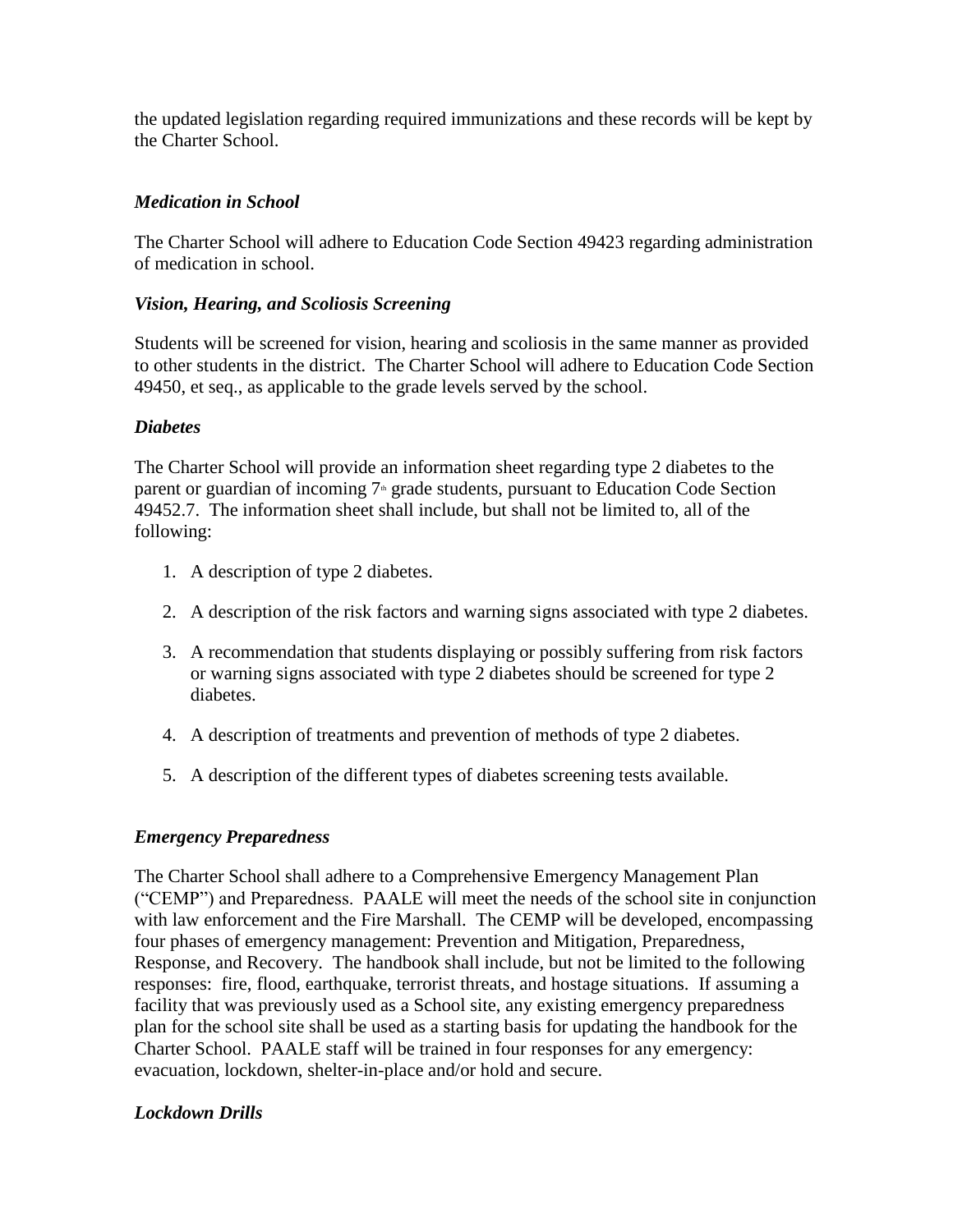the updated legislation regarding required immunizations and these records will be kept by the Charter School.

### *Medication in School*

The Charter School will adhere to Education Code Section 49423 regarding administration of medication in school.

### *Vision, Hearing, and Scoliosis Screening*

Students will be screened for vision, hearing and scoliosis in the same manner as provided to other students in the district. The Charter School will adhere to Education Code Section 49450, et seq., as applicable to the grade levels served by the school.

### *Diabetes*

The Charter School will provide an information sheet regarding type 2 diabetes to the parent or guardian of incoming 7th grade students, pursuant to Education Code Section 49452.7. The information sheet shall include, but shall not be limited to, all of the following:

1. A description of type 2 diabetes.
2. A description of the risk factors and warning signs associated with type 2 diabetes.
3. A recommendation that students displaying or possibly suffering from risk factors or warning signs associated with type 2 diabetes should be screened for type 2 diabetes.
4. A description of treatments and prevention of methods of type 2 diabetes.
5. A description of the different types of diabetes screening tests available.

### *Emergency Preparedness*

The Charter School shall adhere to a Comprehensive Emergency Management Plan ("CEMP") and Preparedness. PAALE will meet the needs of the school site in conjunction with law enforcement and the Fire Marshall. The CEMP will be developed, encompassing four phases of emergency management: Prevention and Mitigation, Preparedness, Response, and Recovery. The handbook shall include, but not be limited to the following responses: fire, flood, earthquake, terrorist threats, and hostage situations. If assuming a facility that was previously used as a School site, any existing emergency preparedness plan for the school site shall be used as a starting basis for updating the handbook for the Charter School. PAALE staff will be trained in four responses for any emergency: evacuation, lockdown, shelter-in-place and/or hold and secure.

### *Lockdown Drills*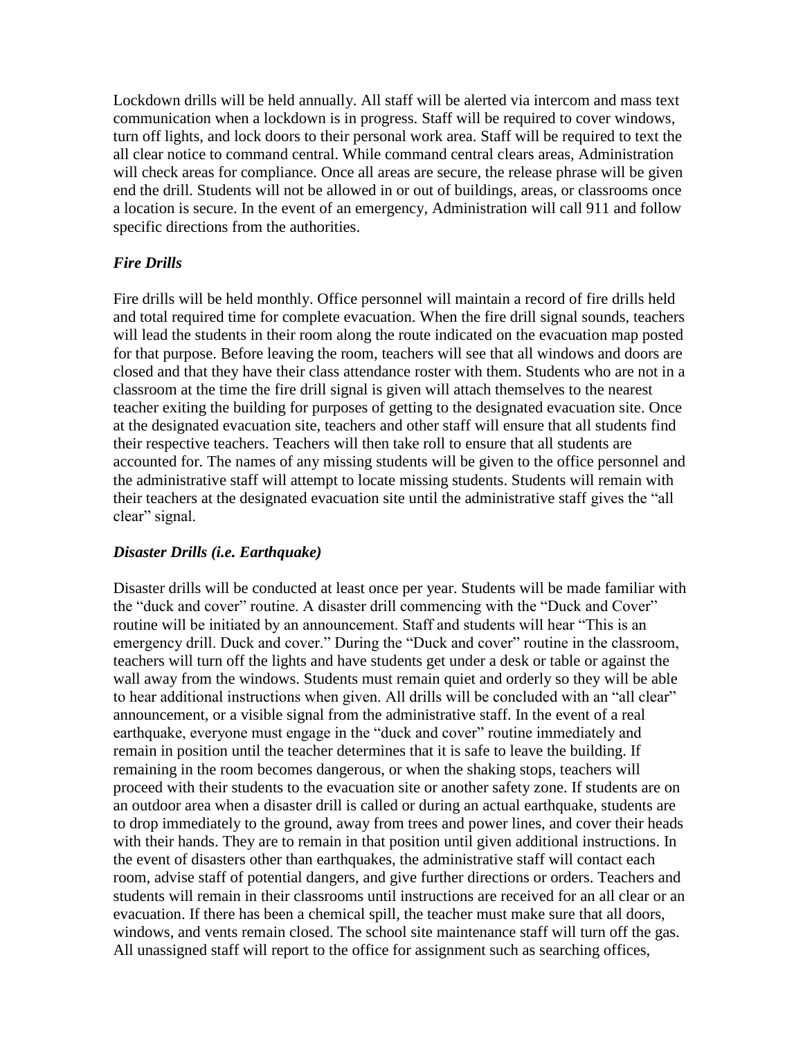Lockdown drills will be held annually. All staff will be alerted via intercom and mass text communication when a lockdown is in progress. Staff will be required to cover windows, turn off lights, and lock doors to their personal work area. Staff will be required to text the all clear notice to command central. While command central clears areas, Administration will check areas for compliance. Once all areas are secure, the release phrase will be given end the drill. Students will not be allowed in or out of buildings, areas, or classrooms once a location is secure. In the event of an emergency, Administration will call 911 and follow specific directions from the authorities.

### *Fire Drills*

Fire drills will be held monthly. Office personnel will maintain a record of fire drills held and total required time for complete evacuation. When the fire drill signal sounds, teachers will lead the students in their room along the route indicated on the evacuation map posted for that purpose. Before leaving the room, teachers will see that all windows and doors are closed and that they have their class attendance roster with them. Students who are not in a classroom at the time the fire drill signal is given will attach themselves to the nearest teacher exiting the building for purposes of getting to the designated evacuation site. Once at the designated evacuation site, teachers and other staff will ensure that all students find their respective teachers. Teachers will then take roll to ensure that all students are accounted for. The names of any missing students will be given to the office personnel and the administrative staff will attempt to locate missing students. Students will remain with their teachers at the designated evacuation site until the administrative staff gives the "all clear" signal.

### *Disaster Drills (i.e. Earthquake)*

Disaster drills will be conducted at least once per year. Students will be made familiar with the "duck and cover" routine. A disaster drill commencing with the "Duck and Cover" routine will be initiated by an announcement. Staff and students will hear "This is an emergency drill. Duck and cover." During the "Duck and cover" routine in the classroom, teachers will turn off the lights and have students get under a desk or table or against the wall away from the windows. Students must remain quiet and orderly so they will be able to hear additional instructions when given. All drills will be concluded with an "all clear" announcement, or a visible signal from the administrative staff. In the event of a real earthquake, everyone must engage in the "duck and cover" routine immediately and remain in position until the teacher determines that it is safe to leave the building. If remaining in the room becomes dangerous, or when the shaking stops, teachers will proceed with their students to the evacuation site or another safety zone. If students are on an outdoor area when a disaster drill is called or during an actual earthquake, students are to drop immediately to the ground, away from trees and power lines, and cover their heads with their hands. They are to remain in that position until given additional instructions. In the event of disasters other than earthquakes, the administrative staff will contact each room, advise staff of potential dangers, and give further directions or orders. Teachers and students will remain in their classrooms until instructions are received for an all clear or an evacuation. If there has been a chemical spill, the teacher must make sure that all doors, windows, and vents remain closed. The school site maintenance staff will turn off the gas. All unassigned staff will report to the office for assignment such as searching offices,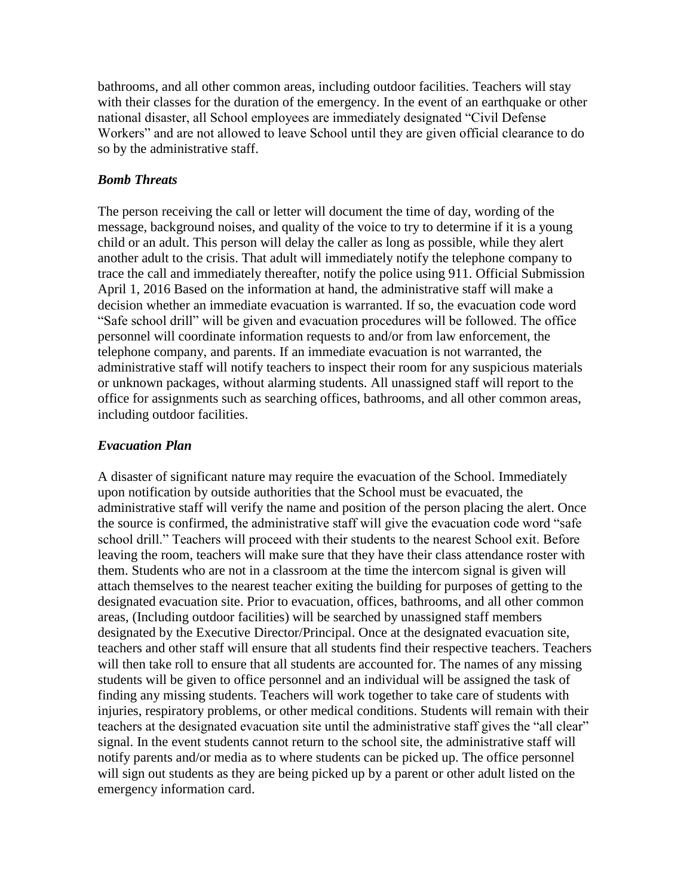bathrooms, and all other common areas, including outdoor facilities. Teachers will stay with their classes for the duration of the emergency. In the event of an earthquake or other national disaster, all School employees are immediately designated "Civil Defense Workers" and are not allowed to leave School until they are given official clearance to do so by the administrative staff.

### *Bomb Threats*

The person receiving the call or letter will document the time of day, wording of the message, background noises, and quality of the voice to try to determine if it is a young child or an adult. This person will delay the caller as long as possible, while they alert another adult to the crisis. That adult will immediately notify the telephone company to trace the call and immediately thereafter, notify the police using 911. Official Submission April 1, 2016 Based on the information at hand, the administrative staff will make a decision whether an immediate evacuation is warranted. If so, the evacuation code word "Safe school drill" will be given and evacuation procedures will be followed. The office personnel will coordinate information requests to and/or from law enforcement, the telephone company, and parents. If an immediate evacuation is not warranted, the administrative staff will notify teachers to inspect their room for any suspicious materials or unknown packages, without alarming students. All unassigned staff will report to the office for assignments such as searching offices, bathrooms, and all other common areas, including outdoor facilities.

### *Evacuation Plan*

A disaster of significant nature may require the evacuation of the School. Immediately upon notification by outside authorities that the School must be evacuated, the administrative staff will verify the name and position of the person placing the alert. Once the source is confirmed, the administrative staff will give the evacuation code word "safe school drill." Teachers will proceed with their students to the nearest School exit. Before leaving the room, teachers will make sure that they have their class attendance roster with them. Students who are not in a classroom at the time the intercom signal is given will attach themselves to the nearest teacher exiting the building for purposes of getting to the designated evacuation site. Prior to evacuation, offices, bathrooms, and all other common areas, (Including outdoor facilities) will be searched by unassigned staff members designated by the Executive Director/Principal. Once at the designated evacuation site, teachers and other staff will ensure that all students find their respective teachers. Teachers will then take roll to ensure that all students are accounted for. The names of any missing students will be given to office personnel and an individual will be assigned the task of finding any missing students. Teachers will work together to take care of students with injuries, respiratory problems, or other medical conditions. Students will remain with their teachers at the designated evacuation site until the administrative staff gives the "all clear" signal. In the event students cannot return to the school site, the administrative staff will notify parents and/or media as to where students can be picked up. The office personnel will sign out students as they are being picked up by a parent or other adult listed on the emergency information card.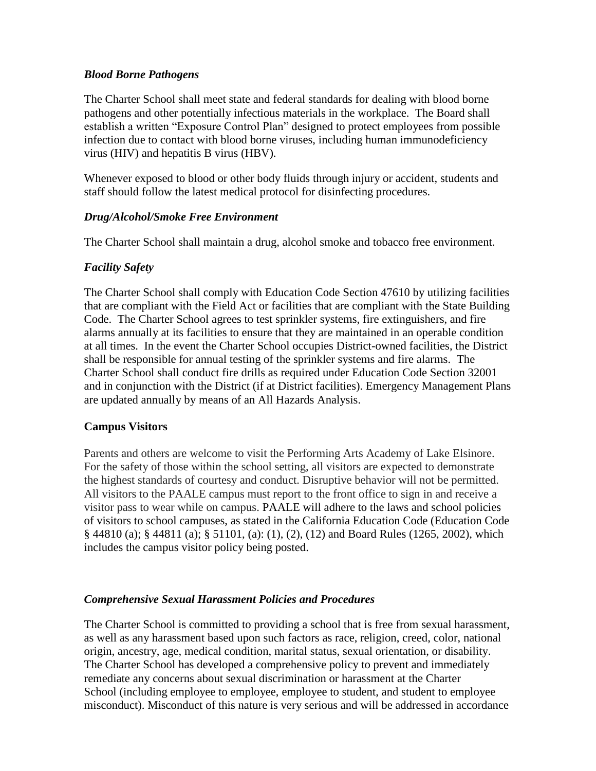### *Blood Borne Pathogens*

The Charter School shall meet state and federal standards for dealing with blood borne pathogens and other potentially infectious materials in the workplace. The Board shall establish a written "Exposure Control Plan" designed to protect employees from possible infection due to contact with blood borne viruses, including human immunodeficiency virus (HIV) and hepatitis B virus (HBV).

Whenever exposed to blood or other body fluids through injury or accident, students and staff should follow the latest medical protocol for disinfecting procedures.

### *Drug/Alcohol/Smoke Free Environment*

The Charter School shall maintain a drug, alcohol smoke and tobacco free environment.

### *Facility Safety*

The Charter School shall comply with Education Code Section 47610 by utilizing facilities that are compliant with the Field Act or facilities that are compliant with the State Building Code. The Charter School agrees to test sprinkler systems, fire extinguishers, and fire alarms annually at its facilities to ensure that they are maintained in an operable condition at all times. In the event the Charter School occupies District-owned facilities, the District shall be responsible for annual testing of the sprinkler systems and fire alarms. The Charter School shall conduct fire drills as required under Education Code Section 32001 and in conjunction with the District (if at District facilities). Emergency Management Plans are updated annually by means of an All Hazards Analysis.

### **Campus Visitors**

Parents and others are welcome to visit the Performing Arts Academy of Lake Elsinore. For the safety of those within the school setting, all visitors are expected to demonstrate the highest standards of courtesy and conduct. Disruptive behavior will not be permitted. All visitors to the PAALE campus must report to the front office to sign in and receive a visitor pass to wear while on campus. PAALE will adhere to the laws and school policies of visitors to school campuses, as stated in the California Education Code (Education Code § 44810 (a); § 44811 (a); § 51101, (a): (1), (2), (12) and Board Rules (1265, 2002), which includes the campus visitor policy being posted.

### *Comprehensive Sexual Harassment Policies and Procedures*

The Charter School is committed to providing a school that is free from sexual harassment, as well as any harassment based upon such factors as race, religion, creed, color, national origin, ancestry, age, medical condition, marital status, sexual orientation, or disability. The Charter School has developed a comprehensive policy to prevent and immediately remediate any concerns about sexual discrimination or harassment at the Charter School (including employee to employee, employee to student, and student to employee misconduct). Misconduct of this nature is very serious and will be addressed in accordance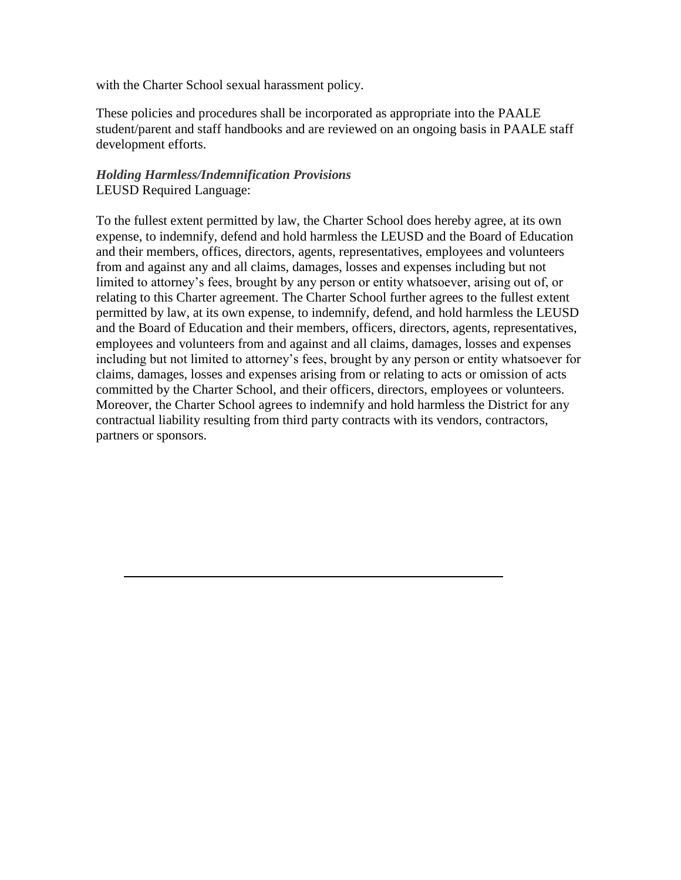with the Charter School sexual harassment policy.

These policies and procedures shall be incorporated as appropriate into the PAALE student/parent and staff handbooks and are reviewed on an ongoing basis in PAALE staff development efforts.

***Holding Harmless/Indemnification Provisions***
LEUSD Required Language:

To the fullest extent permitted by law, the Charter School does hereby agree, at its own expense, to indemnify, defend and hold harmless the LEUSD and the Board of Education and their members, offices, directors, agents, representatives, employees and volunteers from and against any and all claims, damages, losses and expenses including but not limited to attorney's fees, brought by any person or entity whatsoever, arising out of, or relating to this Charter agreement. The Charter School further agrees to the fullest extent permitted by law, at its own expense, to indemnify, defend, and hold harmless the LEUSD and the Board of Education and their members, officers, directors, agents, representatives, employees and volunteers from and against and all claims, damages, losses and expenses including but not limited to attorney's fees, brought by any person or entity whatsoever for claims, damages, losses and expenses arising from or relating to acts or omission of acts committed by the Charter School, and their officers, directors, employees or volunteers. Moreover, the Charter School agrees to indemnify and hold harmless the District for any contractual liability resulting from third party contracts with its vendors, contractors, partners or sponsors.